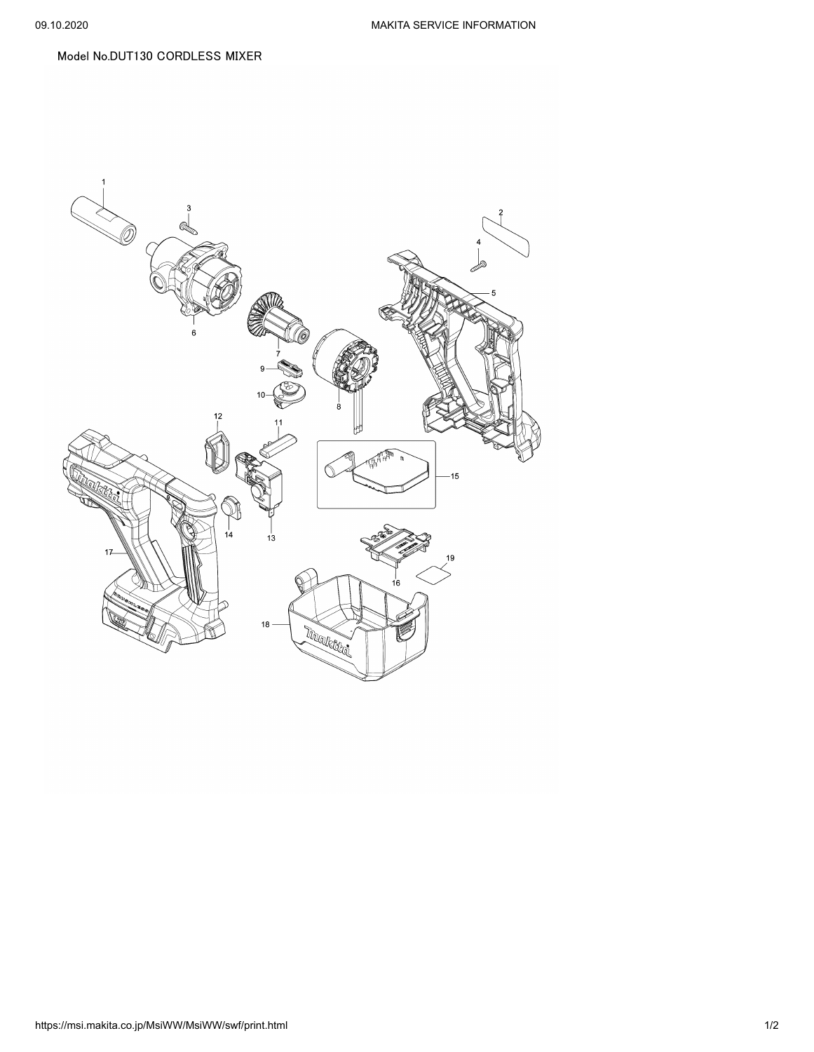Model No.DUT130 CORDLESS MIXER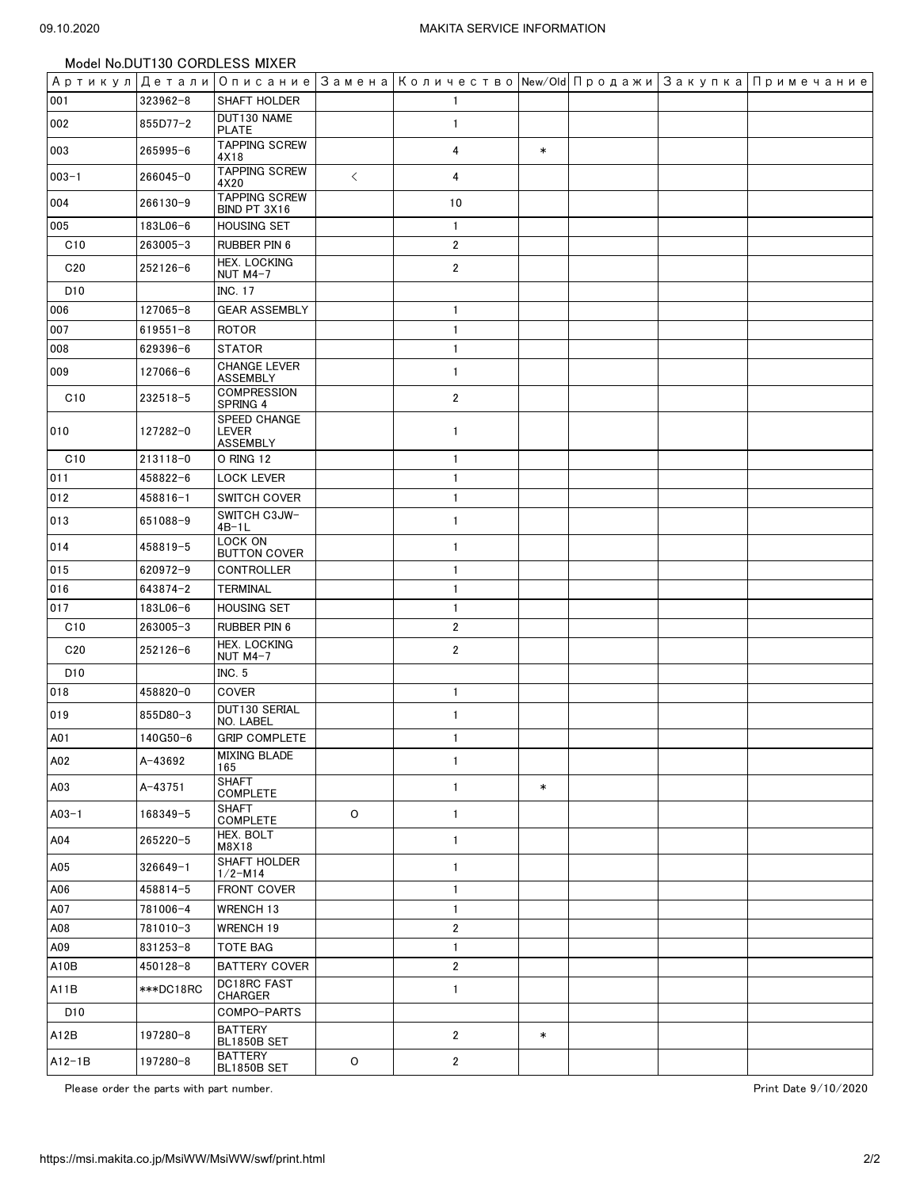Model No.DUT130 CORDLESS MIXER

| Артикул | Детали | Описание | Замена | Количество | New/Old | Продажи | Закупка | Примечание |
|---|---|---|---|---|---|---|---|---|
| 001 | 323962-8 | SHAFT HOLDER | | 1 | | | | |
| 002 | 855D77-2 | DUT130 NAME PLATE | | 1 | | | | |
| 003 | 265995-6 | TAPPING SCREW 4X18 | | 4 | * | | | |
| 003-1 | 266045-0 | TAPPING SCREW 4X20 | < | 4 | | | | |
| 004 | 266130-9 | TAPPING SCREW BIND PT 3X16 | | 10 | | | | |
| 005 | 183L06-6 | HOUSING SET | | 1 | | | | |
| C10 | 263005-3 | RUBBER PIN 6 | | 2 | | | | |
| C20 | 252126-6 | HEX. LOCKING NUT M4-7 | | 2 | | | | |
| D10 | | INC. 17 | | | | | | |
| 006 | 127065-8 | GEAR ASSEMBLY | | 1 | | | | |
| 007 | 619551-8 | ROTOR | | 1 | | | | |
| 008 | 629396-6 | STATOR | | 1 | | | | |
| 009 | 127066-6 | CHANGE LEVER ASSEMBLY | | 1 | | | | |
| C10 | 232518-5 | COMPRESSION SPRING 4 | | 2 | | | | |
| 010 | 127282-0 | SPEED CHANGE LEVER ASSEMBLY | | 1 | | | | |
| C10 | 213118-0 | O RING 12 | | 1 | | | | |
| 011 | 458822-6 | LOCK LEVER | | 1 | | | | |
| 012 | 458816-1 | SWITCH COVER | | 1 | | | | |
| 013 | 651088-9 | SWITCH C3JW-4B-1L | | 1 | | | | |
| 014 | 458819-5 | LOCK ON BUTTON COVER | | 1 | | | | |
| 015 | 620972-9 | CONTROLLER | | 1 | | | | |
| 016 | 643874-2 | TERMINAL | | 1 | | | | |
| 017 | 183L06-6 | HOUSING SET | | 1 | | | | |
| C10 | 263005-3 | RUBBER PIN 6 | | 2 | | | | |
| C20 | 252126-6 | HEX. LOCKING NUT M4-7 | | 2 | | | | |
| D10 | | INC. 5 | | | | | | |
| 018 | 458820-0 | COVER | | 1 | | | | |
| 019 | 855D80-3 | DUT130 SERIAL NO. LABEL | | 1 | | | | |
| A01 | 140G50-6 | GRIP COMPLETE | | 1 | | | | |
| A02 | A-43692 | MIXING BLADE 165 | | 1 | | | | |
| A03 | A-43751 | SHAFT COMPLETE | | 1 | * | | | |
| A03-1 | 168349-5 | SHAFT COMPLETE | O | 1 | | | | |
| A04 | 265220-5 | HEX. BOLT M8X18 | | 1 | | | | |
| A05 | 326649-1 | SHAFT HOLDER 1/2-M14 | | 1 | | | | |
| A06 | 458814-5 | FRONT COVER | | 1 | | | | |
| A07 | 781006-4 | WRENCH 13 | | 1 | | | | |
| A08 | 781010-3 | WRENCH 19 | | 2 | | | | |
| A09 | 831253-8 | TOTE BAG | | 1 | | | | |
| A10B | 450128-8 | BATTERY COVER | | 2 | | | | |
| A11B | ***DC18RC | DC18RC FAST CHARGER | | 1 | | | | |
| D10 | | COMPO-PARTS | | | | | | |
| A12B | 197280-8 | BATTERY BL1850B SET | | 2 | * | | | |
| A12-1B | 197280-8 | BATTERY BL1850B SET | O | 2 | | | | |

Please order the parts with part number.

Print Date 9/10/2020